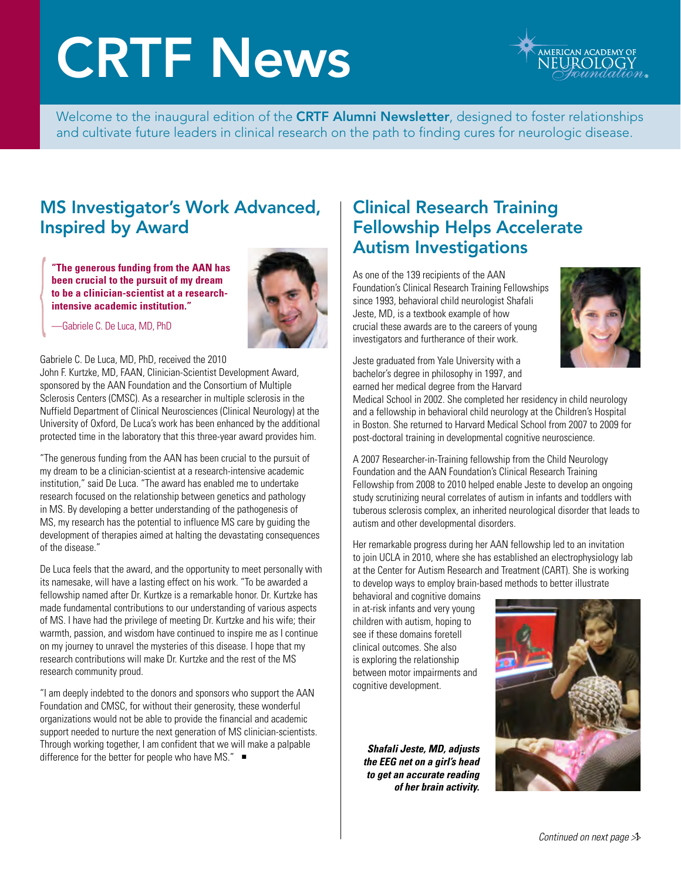# CRTF News

Welcome to the inaugural edition of the **CRTF Alumni Newsletter**, designed to foster relationships and cultivate future leaders in clinical research on the path to finding cures for neurologic disease.

## MS Investigator's Work Advanced, Inspired by Award

> **"The generous funding from the AAN has been crucial to the pursuit of my dream to be a clinician-scientist at a research-intensive academic institution."**
>
> —Gabriele C. De Luca, MD, PhD

Gabriele C. De Luca, MD, PhD, received the 2010 John F. Kurtzke, MD, FAAN, Clinician-Scientist Development Award, sponsored by the AAN Foundation and the Consortium of Multiple Sclerosis Centers (CMSC). As a researcher in multiple sclerosis in the Nuffield Department of Clinical Neurosciences (Clinical Neurology) at the University of Oxford, De Luca's work has been enhanced by the additional protected time in the laboratory that this three-year award provides him.

"The generous funding from the AAN has been crucial to the pursuit of my dream to be a clinician-scientist at a research-intensive academic institution," said De Luca. "The award has enabled me to undertake research focused on the relationship between genetics and pathology in MS. By developing a better understanding of the pathogenesis of MS, my research has the potential to influence MS care by guiding the development of therapies aimed at halting the devastating consequences of the disease."

De Luca feels that the award, and the opportunity to meet personally with its namesake, will have a lasting effect on his work. "To be awarded a fellowship named after Dr. Kurtzke is a remarkable honor. Dr. Kurtzke has made fundamental contributions to our understanding of various aspects of MS. I have had the privilege of meeting Dr. Kurtzke and his wife; their warmth, passion, and wisdom have continued to inspire me as I continue on my journey to unravel the mysteries of this disease. I hope that my research contributions will make Dr. Kurtzke and the rest of the MS research community proud.

"I am deeply indebted to the donors and sponsors who support the AAN Foundation and CMSC, for without their generosity, these wonderful organizations would not be able to provide the financial and academic support needed to nurture the next generation of MS clinician-scientists. Through working together, I am confident that we will make a palpable difference for the better for people who have MS." ■

## Clinical Research Training Fellowship Helps Accelerate Autism Investigations

As one of the 139 recipients of the AAN Foundation's Clinical Research Training Fellowships since 1993, behavioral child neurologist Shafali Jeste, MD, is a textbook example of how crucial these awards are to the careers of young investigators and furtherance of their work.

Jeste graduated from Yale University with a bachelor's degree in philosophy in 1997, and earned her medical degree from the Harvard Medical School in 2002. She completed her residency in child neurology and a fellowship in behavioral child neurology at the Children's Hospital in Boston. She returned to Harvard Medical School from 2007 to 2009 for post-doctoral training in developmental cognitive neuroscience.

A 2007 Researcher-in-Training fellowship from the Child Neurology Foundation and the AAN Foundation's Clinical Research Training Fellowship from 2008 to 2010 helped enable Jeste to develop an ongoing study scrutinizing neural correlates of autism in infants and toddlers with tuberous sclerosis complex, an inherited neurological disorder that leads to autism and other developmental disorders.

Her remarkable progress during her AAN fellowship led to an invitation to join UCLA in 2010, where she has established an electrophysiology lab at the Center for Autism Research and Treatment (CART). She is working to develop ways to employ brain-based methods to better illustrate behavioral and cognitive domains in at-risk infants and very young children with autism, hoping to see if these domains foretell clinical outcomes. She also is exploring the relationship between motor impairments and cognitive development.

***Shafali Jeste, MD, adjusts the EEG net on a girl's head to get an accurate reading of her brain activity.***

*Continued on next page*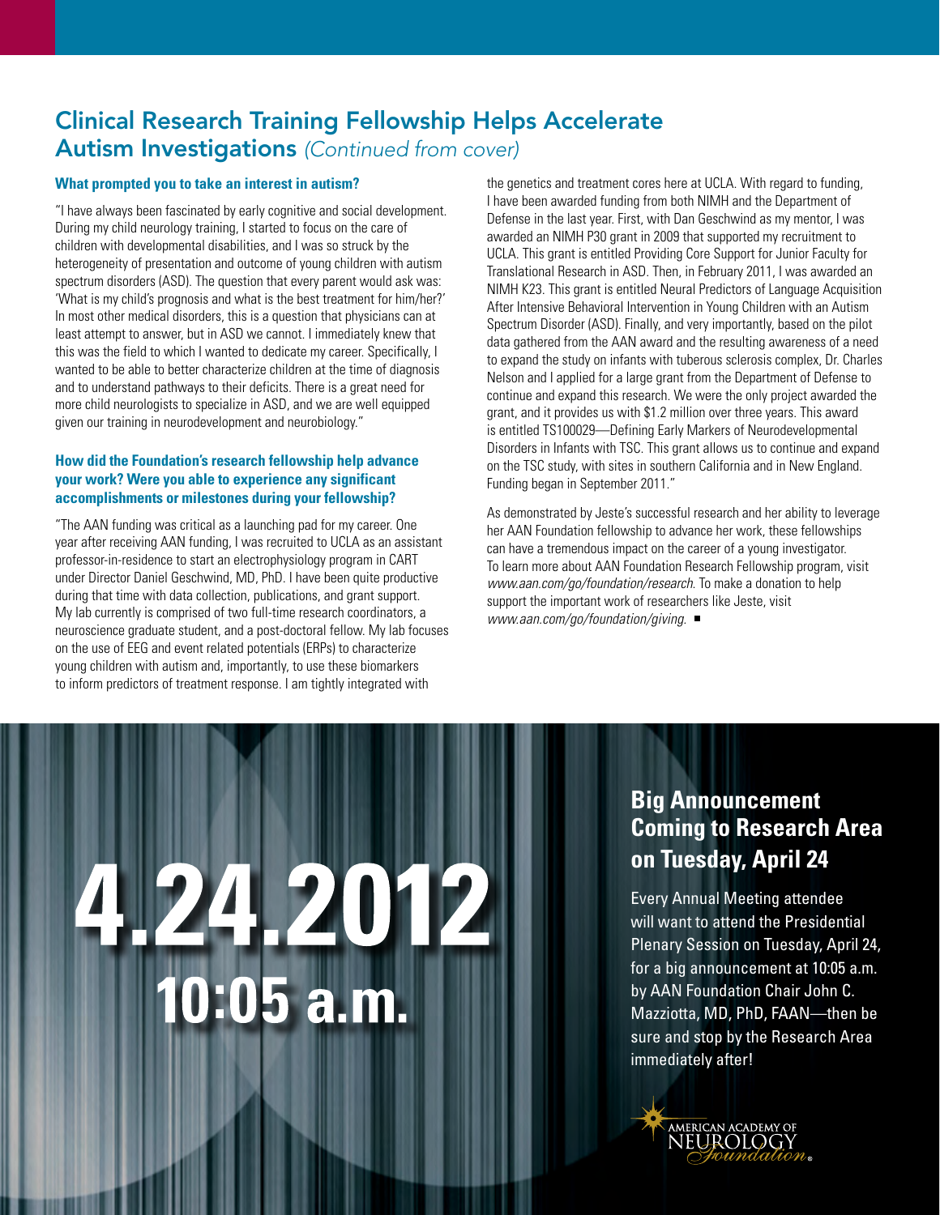## Clinical Research Training Fellowship Helps Accelerate Autism Investigations *(Continued from cover)*

**What prompted you to take an interest in autism?**

"I have always been fascinated by early cognitive and social development. During my child neurology training, I started to focus on the care of children with developmental disabilities, and I was so struck by the heterogeneity of presentation and outcome of young children with autism spectrum disorders (ASD). The question that every parent would ask was: 'What is my child's prognosis and what is the best treatment for him/her?' In most other medical disorders, this is a question that physicians can at least attempt to answer, but in ASD we cannot. I immediately knew that this was the field to which I wanted to dedicate my career. Specifically, I wanted to be able to better characterize children at the time of diagnosis and to understand pathways to their deficits. There is a great need for more child neurologists to specialize in ASD, and we are well equipped given our training in neurodevelopment and neurobiology."

**How did the Foundation's research fellowship help advance your work? Were you able to experience any significant accomplishments or milestones during your fellowship?**

"The AAN funding was critical as a launching pad for my career. One year after receiving AAN funding, I was recruited to UCLA as an assistant professor-in-residence to start an electrophysiology program in CART under Director Daniel Geschwind, MD, PhD. I have been quite productive during that time with data collection, publications, and grant support. My lab currently is comprised of two full-time research coordinators, a neuroscience graduate student, and a post-doctoral fellow. My lab focuses on the use of EEG and event related potentials (ERPs) to characterize young children with autism and, importantly, to use these biomarkers to inform predictors of treatment response. I am tightly integrated with the genetics and treatment cores here at UCLA. With regard to funding, I have been awarded funding from both NIMH and the Department of Defense in the last year. First, with Dan Geschwind as my mentor, I was awarded an NIMH P30 grant in 2009 that supported my recruitment to UCLA. This grant is entitled Providing Core Support for Junior Faculty for Translational Research in ASD. Then, in February 2011, I was awarded an NIMH K23. This grant is entitled Neural Predictors of Language Acquisition After Intensive Behavioral Intervention in Young Children with an Autism Spectrum Disorder (ASD). Finally, and very importantly, based on the pilot data gathered from the AAN award and the resulting awareness of a need to expand the study on infants with tuberous sclerosis complex, Dr. Charles Nelson and I applied for a large grant from the Department of Defense to continue and expand this research. We were the only project awarded the grant, and it provides us with $1.2 million over three years. This award is entitled TS100029—Defining Early Markers of Neurodevelopmental Disorders in Infants with TSC. This grant allows us to continue and expand on the TSC study, with sites in southern California and in New England. Funding began in September 2011."

As demonstrated by Jeste's successful research and her ability to leverage her AAN Foundation fellowship to advance her work, these fellowships can have a tremendous impact on the career of a young investigator. To learn more about AAN Foundation Research Fellowship program, visit *www.aan.com/go/foundation/research*. To make a donation to help support the important work of researchers like Jeste, visit *www.aan.com/go/foundation/giving*. ■

**4.24.2012**
**10:05 a.m.**

## Big Announcement Coming to Research Area on Tuesday, April 24

Every Annual Meeting attendee will want to attend the Presidential Plenary Session on Tuesday, April 24, for a big announcement at 10:05 a.m. by AAN Foundation Chair John C. Mazziotta, MD, PhD, FAAN—then be sure and stop by the Research Area immediately after!

American Academy of Neurology Foundation